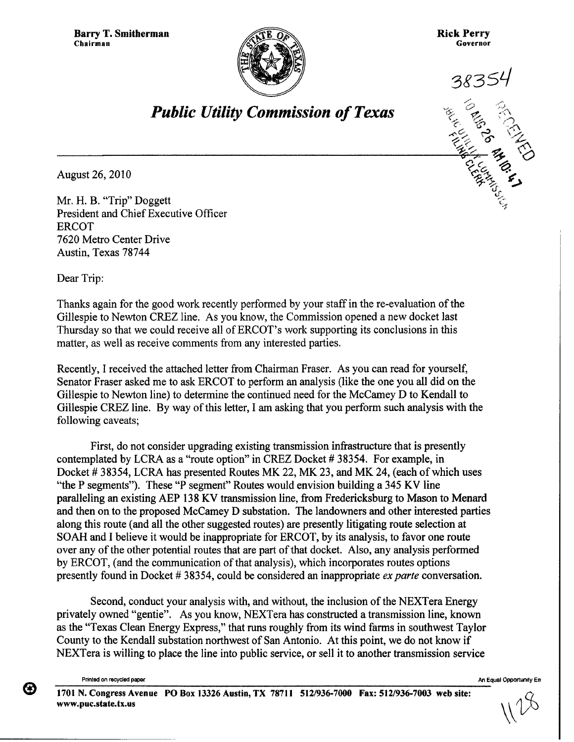**Barry T. Smitherman**
**Chairman**

**Rick Perry**
**Governor**

38354

# *Public Utility Commission of Texas*

RECEIVED
10 AUG 26 AM 10:47
PUBLIC UTILITY COMMISSION
FILING CLERK

August 26, 2010

Mr. H. B. "Trip" Doggett
President and Chief Executive Officer
ERCOT
7620 Metro Center Drive
Austin, Texas 78744

Dear Trip:

Thanks again for the good work recently performed by your staff in the re-evaluation of the Gillespie to Newton CREZ line. As you know, the Commission opened a new docket last Thursday so that we could receive all of ERCOT's work supporting its conclusions in this matter, as well as receive comments from any interested parties.

Recently, I received the attached letter from Chairman Fraser. As you can read for yourself, Senator Fraser asked me to ask ERCOT to perform an analysis (like the one you all did on the Gillespie to Newton line) to determine the continued need for the McCamey D to Kendall to Gillespie CREZ line. By way of this letter, I am asking that you perform such analysis with the following caveats;

First, do not consider upgrading existing transmission infrastructure that is presently contemplated by LCRA as a "route option" in CREZ Docket # 38354. For example, in Docket # 38354, LCRA has presented Routes MK 22, MK 23, and MK 24, (each of which uses "the P segments"). These "P segment" Routes would envision building a 345 KV line paralleling an existing AEP 138 KV transmission line, from Fredericksburg to Mason to Menard and then on to the proposed McCamey D substation. The landowners and other interested parties along this route (and all the other suggested routes) are presently litigating route selection at SOAH and I believe it would be inappropriate for ERCOT, by its analysis, to favor one route over any of the other potential routes that are part of that docket. Also, any analysis performed by ERCOT, (and the communication of that analysis), which incorporates routes options presently found in Docket # 38354, could be considered an inappropriate *ex parte* conversation.

Second, conduct your analysis with, and without, the inclusion of the NEXTera Energy privately owned "gentie". As you know, NEXTera has constructed a transmission line, known as the "Texas Clean Energy Express," that runs roughly from its wind farms in southwest Taylor County to the Kendall substation northwest of San Antonio. At this point, we do not know if NEXTera is willing to place the line into public service, or sell it to another transmission service

Printed on recycled paper

An Equal Opportunity Em

1701 N. Congress Avenue PO Box 13326 Austin, TX 78711 512/936-7000 Fax: 512/936-7003 web site: www.puc.state.tx.us

1128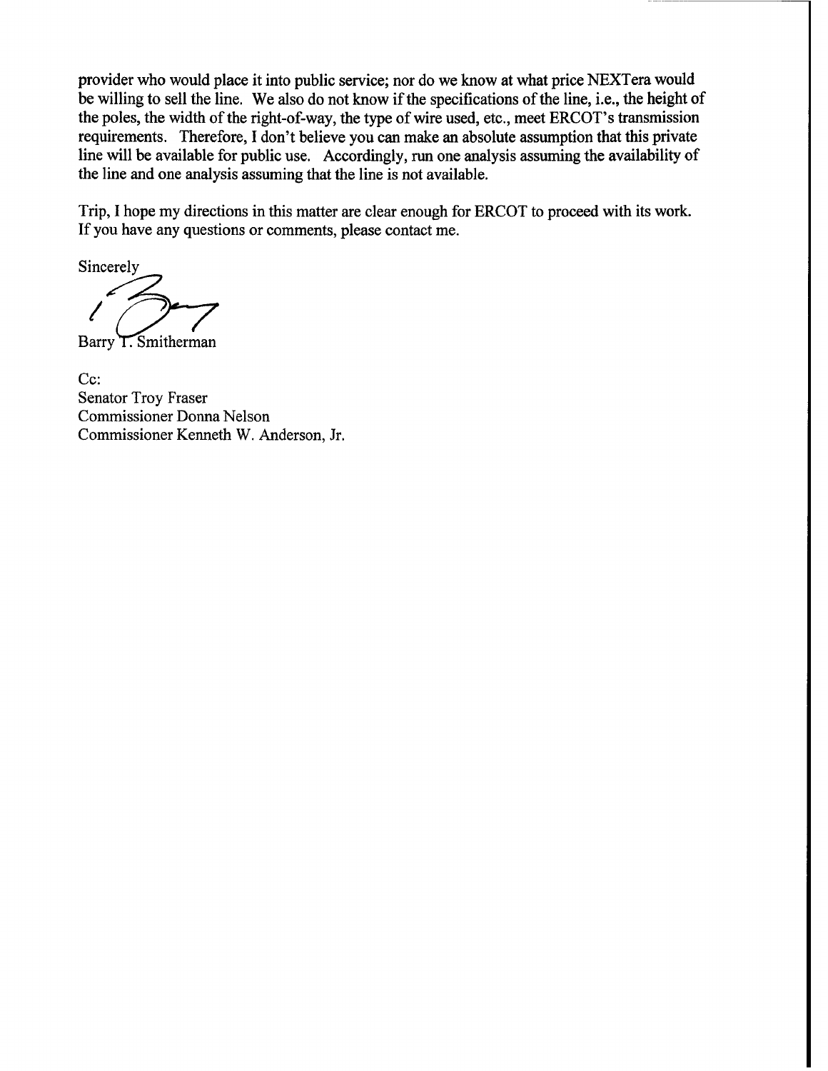provider who would place it into public service; nor do we know at what price NEXTera would be willing to sell the line. We also do not know if the specifications of the line, i.e., the height of the poles, the width of the right-of-way, the type of wire used, etc., meet ERCOT's transmission requirements. Therefore, I don't believe you can make an absolute assumption that this private line will be available for public use. Accordingly, run one analysis assuming the availability of the line and one analysis assuming that the line is not available.

Trip, I hope my directions in this matter are clear enough for ERCOT to proceed with its work. If you have any questions or comments, please contact me.

Sincerely

Barry T. Smitherman

Cc:
Senator Troy Fraser
Commissioner Donna Nelson
Commissioner Kenneth W. Anderson, Jr.